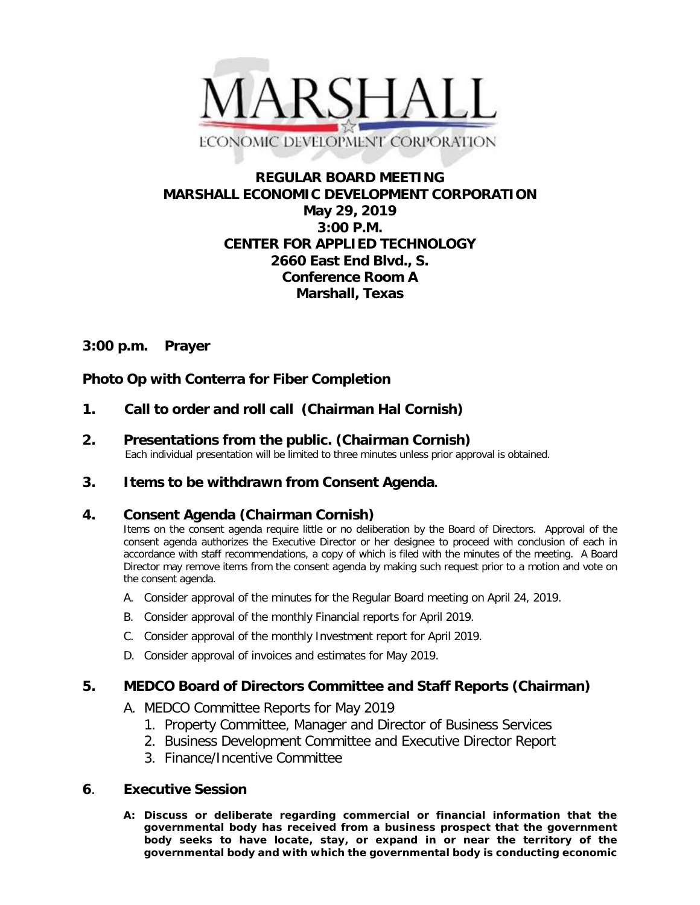MARSHALL
ECONOMIC DEVELOPMENT CORPORATION

# REGULAR BOARD MEETING
# MARSHALL ECONOMIC DEVELOPMENT CORPORATION

**May 29, 2019**
**3:00 P.M.**
**CENTER FOR APPLIED TECHNOLOGY**
**2660 East End Blvd., S.**
**Conference Room A**
**Marshall, Texas**

## 3:00 p.m. Prayer

## Photo Op with Conterra for Fiber Completion

## 1. Call to order and roll call (Chairman Hal Cornish)

## 2. Presentations from the public. (Chairman Cornish)

Each individual presentation will be limited to three minutes unless prior approval is obtained.

## 3. Items to be withdrawn from Consent Agenda.

## 4. Consent Agenda (Chairman Cornish)

Items on the consent agenda require little or no deliberation by the Board of Directors. Approval of the consent agenda authorizes the Executive Director or her designee to proceed with conclusion of each in accordance with staff recommendations, a copy of which is filed with the minutes of the meeting. A Board Director may remove items from the consent agenda by making such request prior to a motion and vote on the consent agenda.

A. Consider approval of the minutes for the Regular Board meeting on April 24, 2019.

B. Consider approval of the monthly Financial reports for April 2019.

C. Consider approval of the monthly Investment report for April 2019.

D. Consider approval of invoices and estimates for May 2019.

## 5. MEDCO Board of Directors Committee and Staff Reports (Chairman)

A. MEDCO Committee Reports for May 2019
   1. Property Committee, Manager and Director of Business Services
   2. Business Development Committee and Executive Director Report
   3. Finance/Incentive Committee

## 6. Executive Session

**A: Discuss or deliberate regarding commercial or financial information that the governmental body has received from a business prospect that the government body seeks to have locate, stay, or expand in or near the territory of the governmental body and with which the governmental body is conducting economic**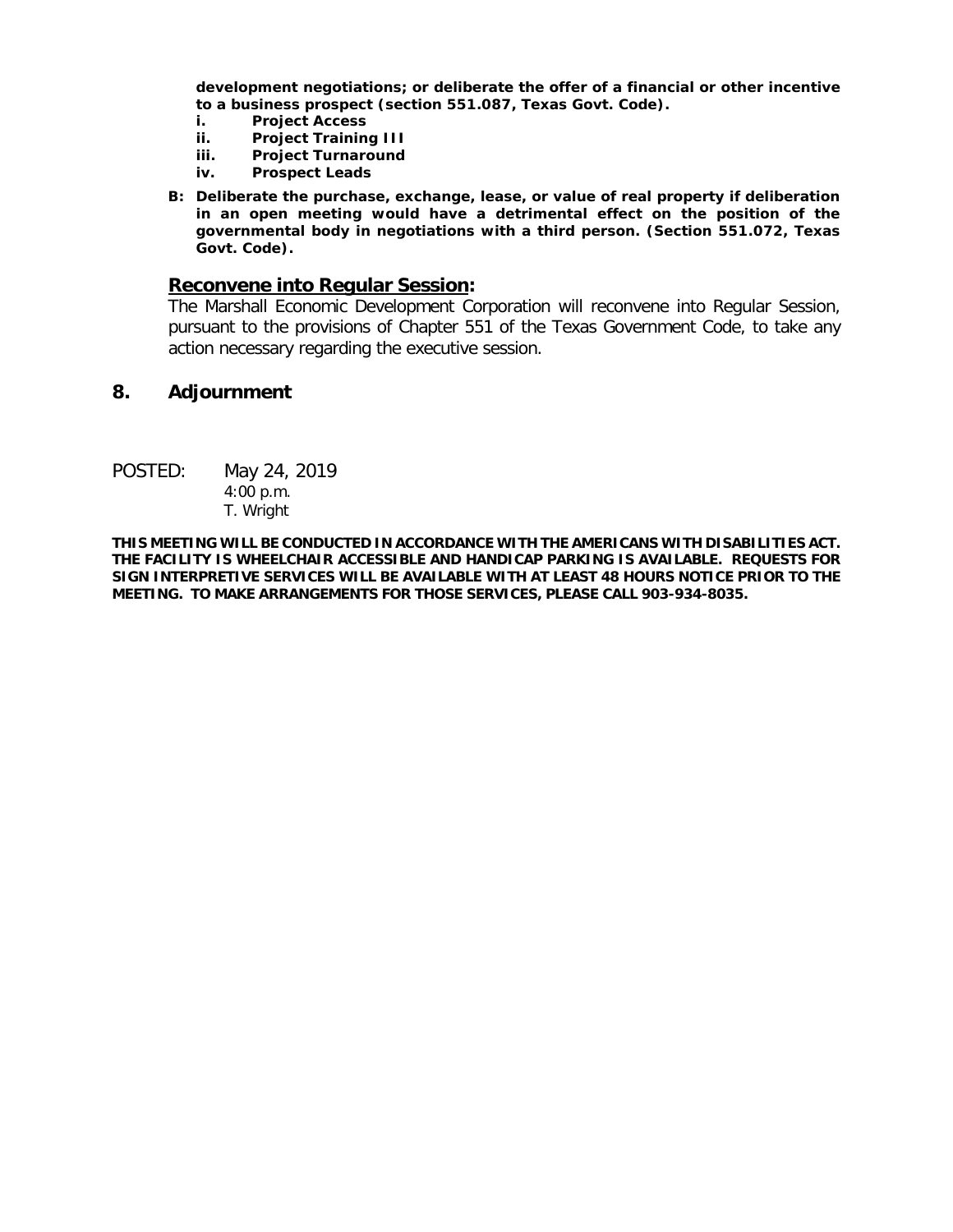**development negotiations; or deliberate the offer of a financial or other incentive to a business prospect (section 551.087, Texas Govt. Code).**

- **i. Project Access**
- **ii. Project Training III**
- **iii. Project Turnaround**
- **iv. Prospect Leads**

**B: Deliberate the purchase, exchange, lease, or value of real property if deliberation in an open meeting would have a detrimental effect on the position of the governmental body in negotiations with a third person. (Section 551.072, Texas Govt. Code).**

### **Reconvene into Regular Session:**

The Marshall Economic Development Corporation will reconvene into Regular Session, pursuant to the provisions of Chapter 551 of the Texas Government Code, to take any action necessary regarding the executive session.

## **8. Adjournment**

POSTED: May 24, 2019
4:00 p.m.
T. Wright

**THIS MEETING WILL BE CONDUCTED IN ACCORDANCE WITH THE AMERICANS WITH DISABILITIES ACT. THE FACILITY IS WHEELCHAIR ACCESSIBLE AND HANDICAP PARKING IS AVAILABLE. REQUESTS FOR SIGN INTERPRETIVE SERVICES WILL BE AVAILABLE WITH AT LEAST 48 HOURS NOTICE PRIOR TO THE MEETING. TO MAKE ARRANGEMENTS FOR THOSE SERVICES, PLEASE CALL 903-934-8035.**